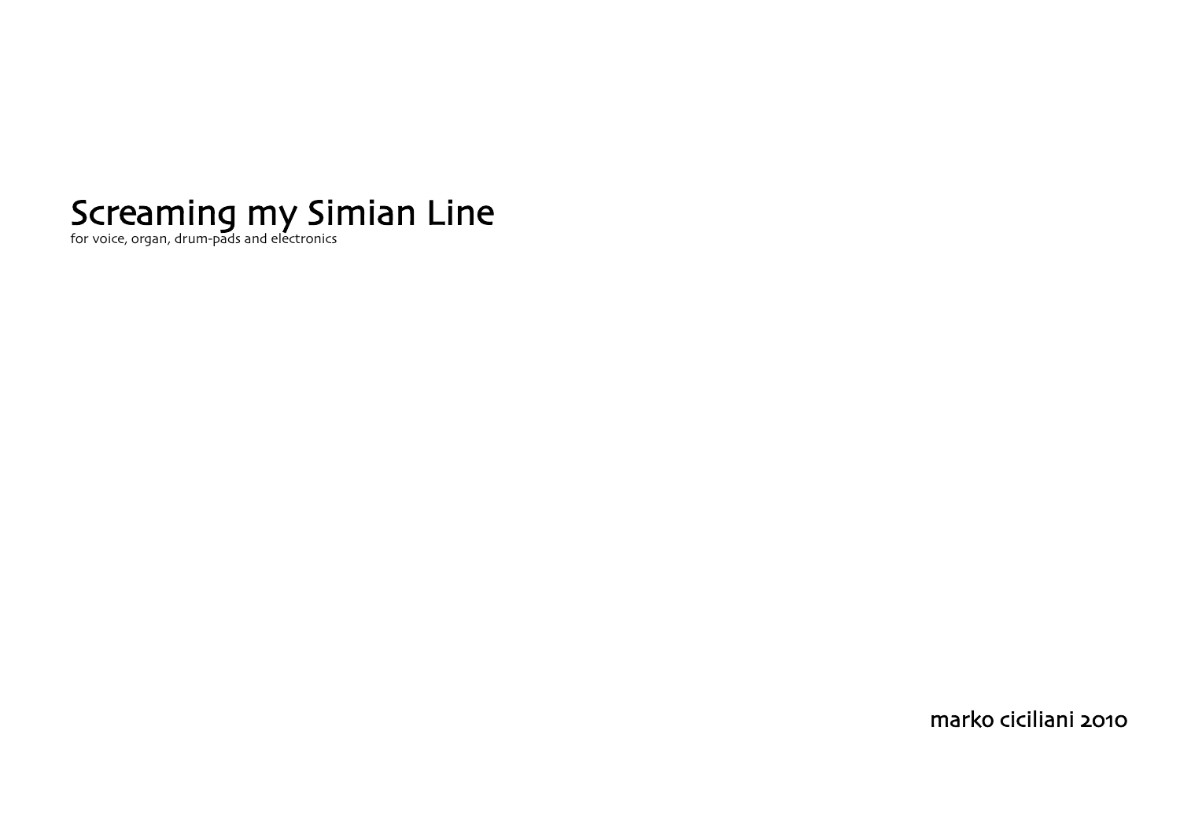# Screaming my Simian Line

for voice, organ, drum-pads and electronics

marko ciciliani 2010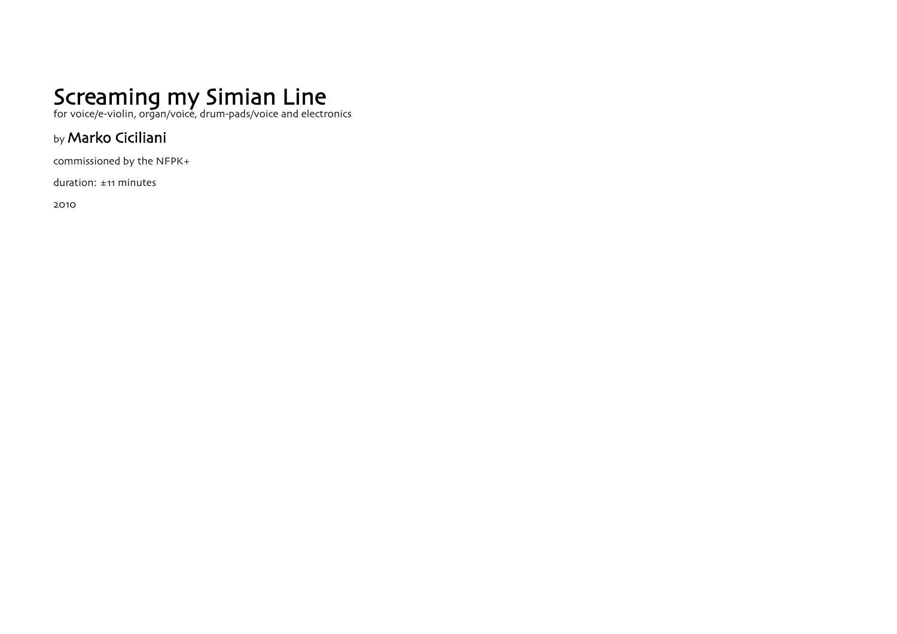# Screaming my Simian Line

for voice/e-violin, organ/voice, drum-pads/voice and electronics

by **Marko Ciciliani**

commissioned by the NFPK+

duration: ±11 minutes

2010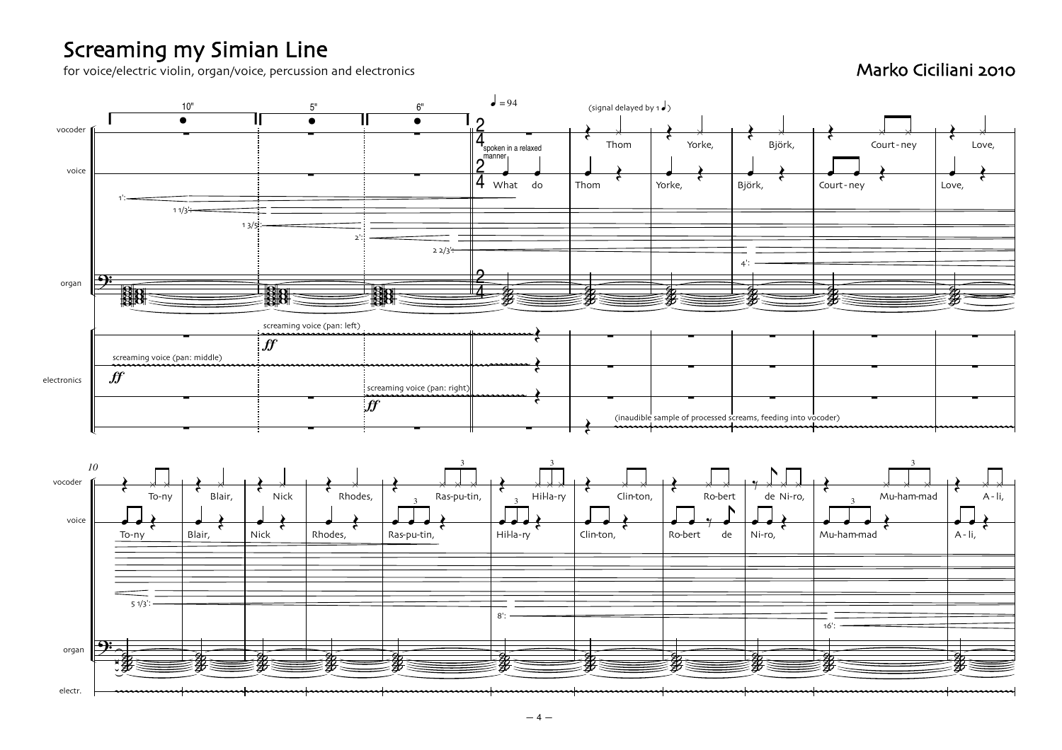# Screaming my Simian Line

for voice/electric violin, organ/voice, percussion and electronics

Marko Ciciliani 2010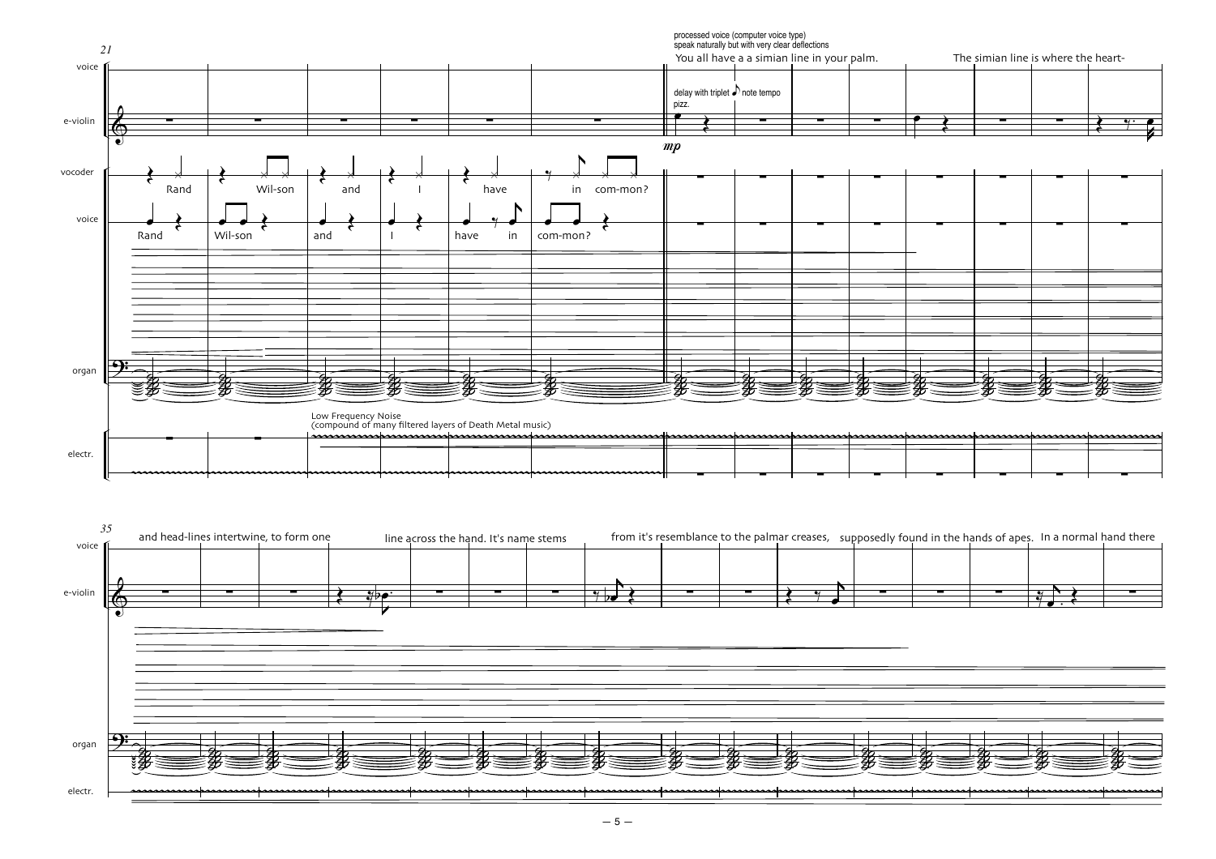21

processed voice (computer voice type)
speak naturally but with very clear deflections

You all have a a simian line in your palm. The simian line is where the heart-

delay with triplet ♪ note tempo
pizz.

*mp*

Rand Wil-son and I have in com-mon?

Rand Wil-son and I have in com-mon?

Low Frequency Noise
(compound of many filtered layers of Death Metal music)

35

and head-lines intertwine, to form one line across the hand. It's name stems from it's resemblance to the palmar creases, supposedly found in the hands of apes. In a normal hand there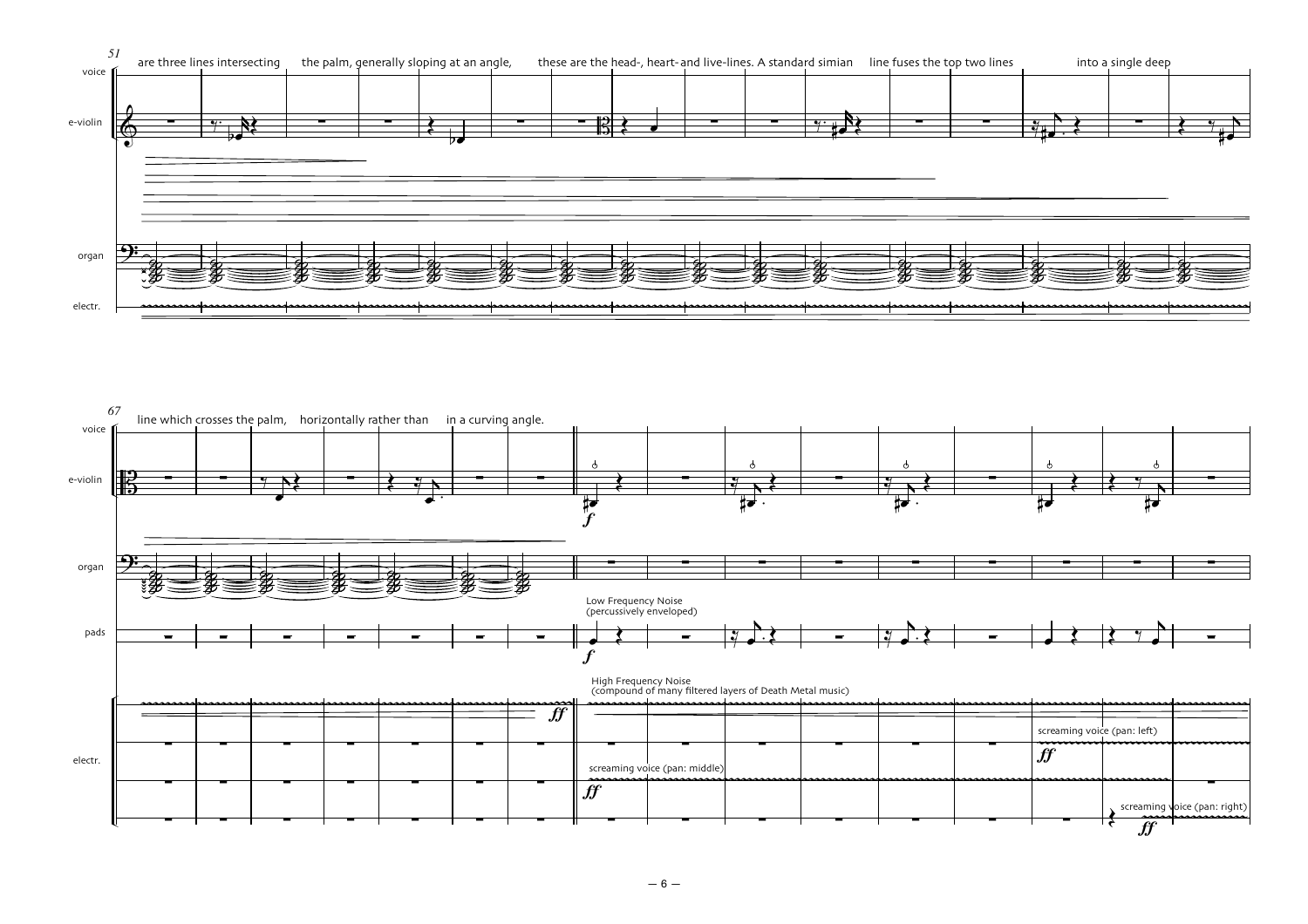51

voice: are three lines intersecting the palm, generally sloping at an angle, these are the head-, heart- and live-lines. A standard simian line fuses the top two lines into a single deep

e-violin

organ

electr.

67

voice: line which crosses the palm, horizontally rather than in a curving angle.

e-violin

*f*

organ

pads

Low Frequency Noise
(percussively enveloped)

*f*

electr.

*ff*

High Frequency Noise
(compound of many filtered layers of Death Metal music)

screaming voice (pan: middle)

*ff*

screaming voice (pan: left)

*ff*

screaming voice (pan: right)

*ff*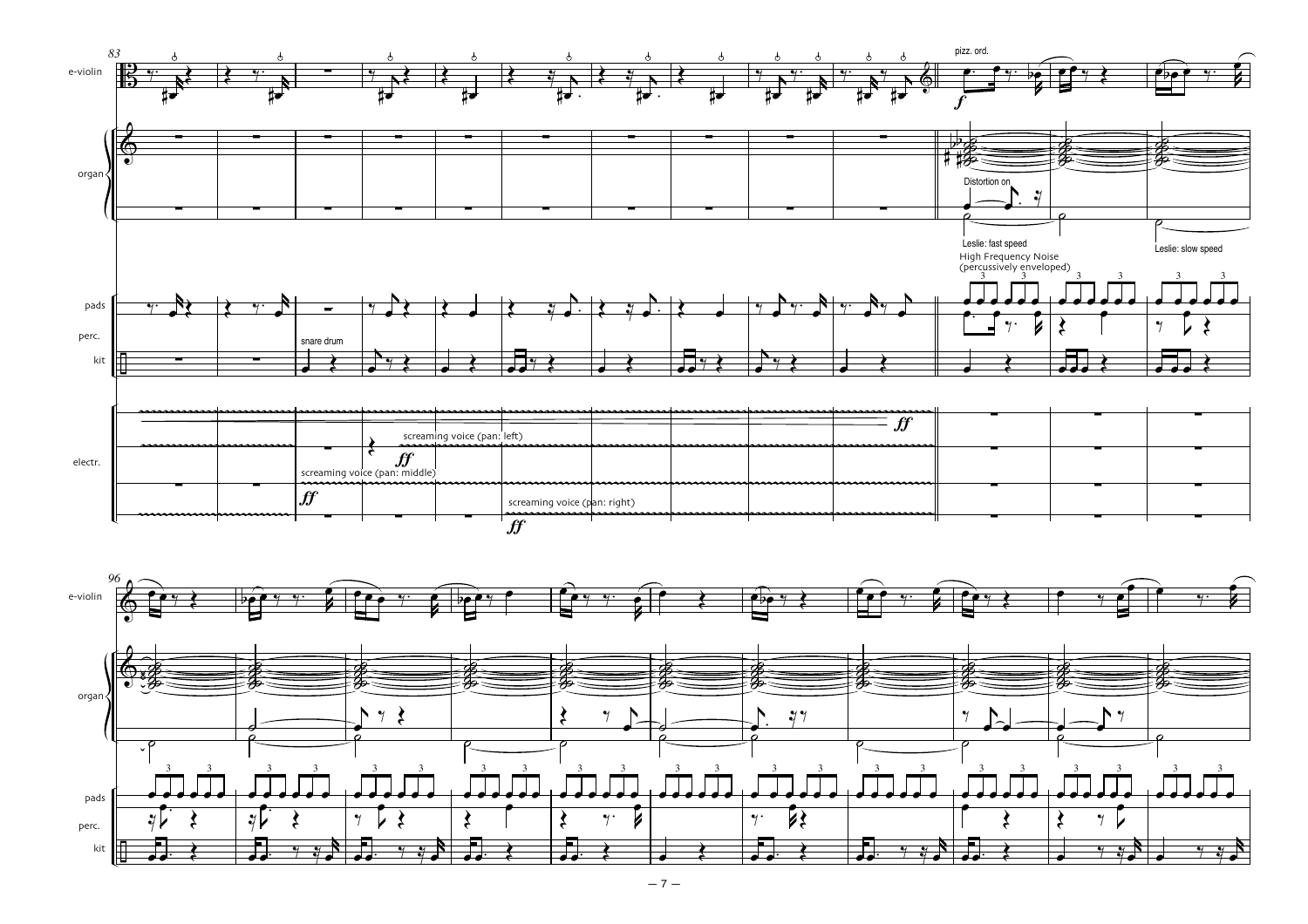83

e-violin

pizz. ord.

*f*

organ

Distortion on

Leslie: fast speed

Leslie: slow speed

High Frequency Noise (percussively enveloped)

pads

perc.

kit

snare drum

electr.

*ff*

screaming voice (pan: left)

*ff*

screaming voice (pan: middle)

*ff*

screaming voice (pan: right)

*ff*

96

e-violin

organ

pads

perc.

kit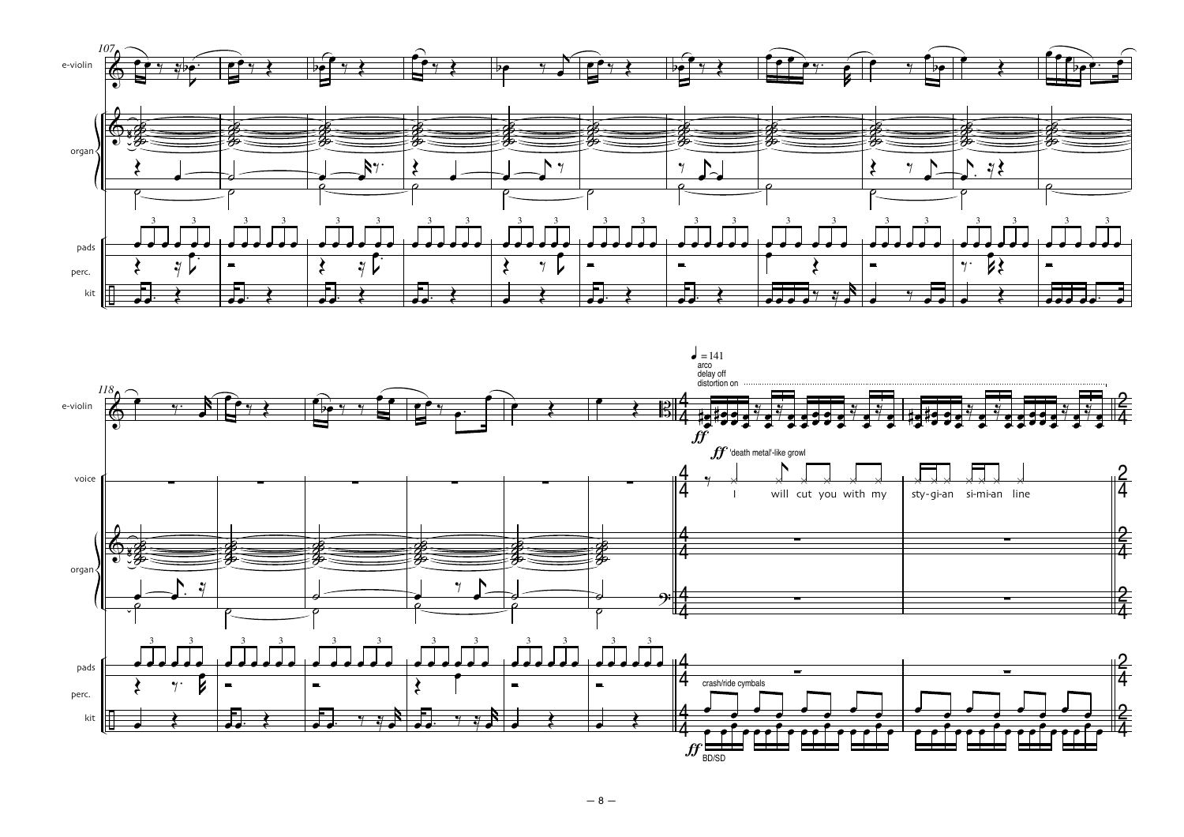107

e-violin

organ

pads

perc.

kit

118

e-violin

voice

organ

pads

perc.

kit

♩ = 141

arco

delay off

distortion on

*ff*

*ff* 'death metal'-like growl

I will cut you with my sty-gi-an si-mi-an line

crash/ride cymbals

*ff* BD/SD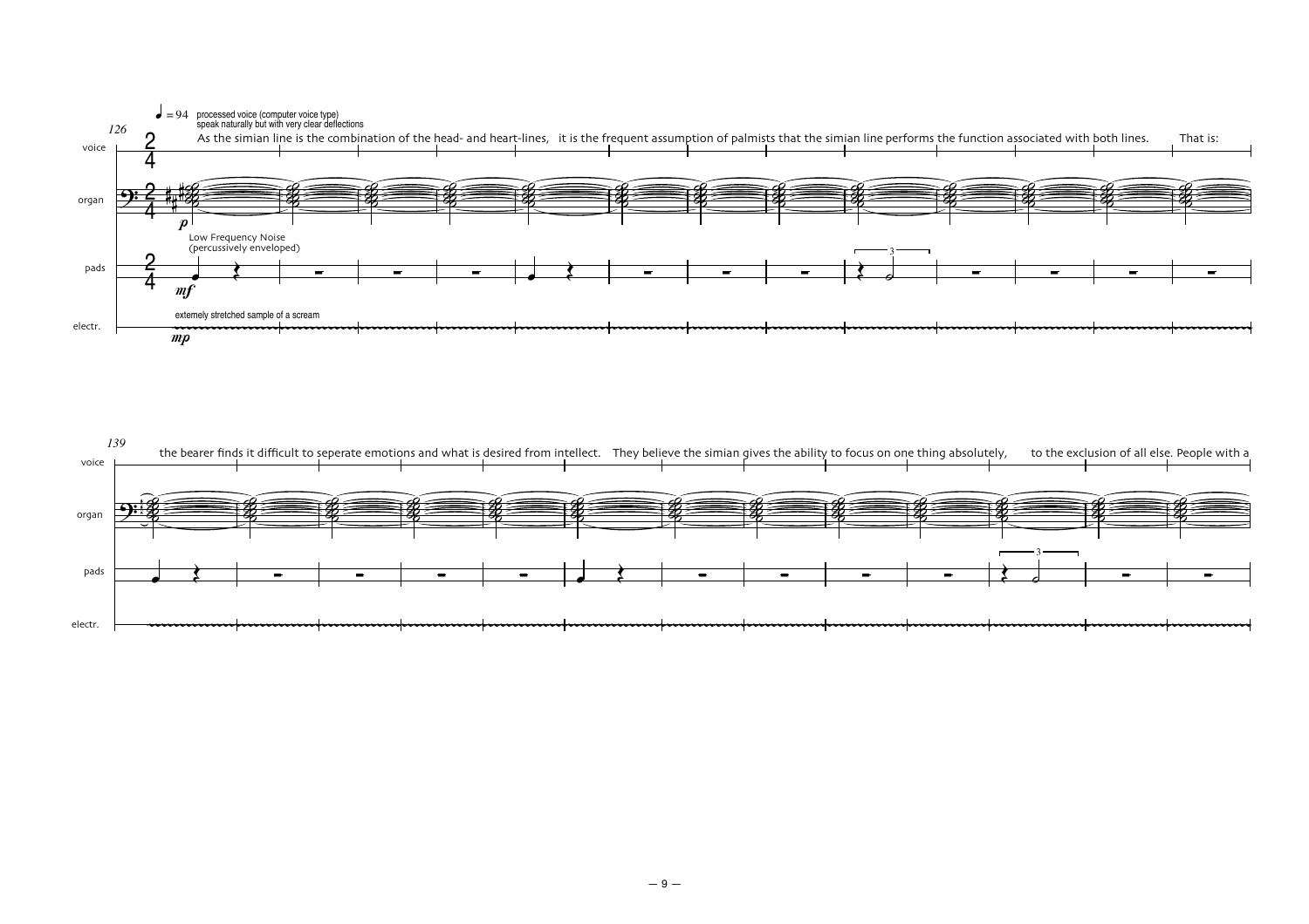126

♩ = 94 processed voice (computer voice type)
speak naturally but with very clear deflections

voice: As the simian line is the combination of the head- and heart-lines, it is the frequent assumption of palmists that the simian line performs the function associated with both lines. That is:

organ — *p*

pads — Low Frequency Noise (percussively enveloped) — *mf*

electr. — externely stretched sample of a scream — *mp*

139

voice: the bearer finds it difficult to seperate emotions and what is desired from intellect. They believe the simian gives the ability to focus on one thing absolutely, to the exclusion of all else. People with a

organ

pads

electr.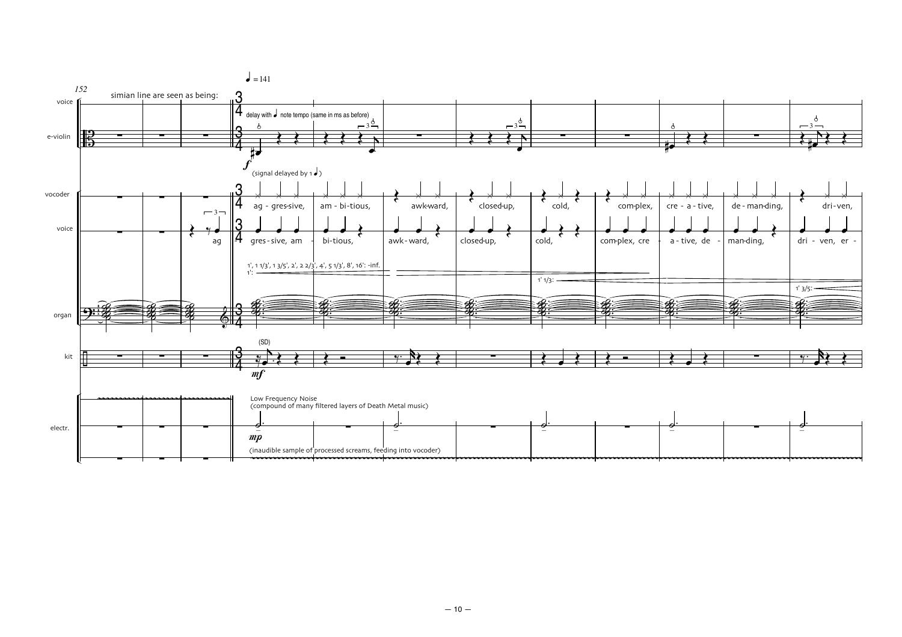152

♩ = 141

simian line are seen as being:

voice

e-violin

delay with ♩ note tempo (same in ms as before)

*f*

(signal delayed by 1 ♩)

vocoder

ag - gres-sive, am - bi-tious, awk-ward, closed-up, cold, com-plex, cre - a - tive, de - man-ding, dri - ven,

voice

ag gres - sive, am - bi-tious, awk - ward, closed-up, cold, com-plex, cre - a - tive, de - man-ding, dri - ven, er -

1', 1 1/3', 1 3/5', 2', 2 2/3', 4', 5 1/3', 8', 16': -inf.

1':

1' 1/3:

1' 3/5:

organ

kit

(SD)

*mf*

electr.

Low Frequency Noise
(compound of many filtered layers of Death Metal music)

*mp*

(inaudible sample of processed screams, feeding into vocoder)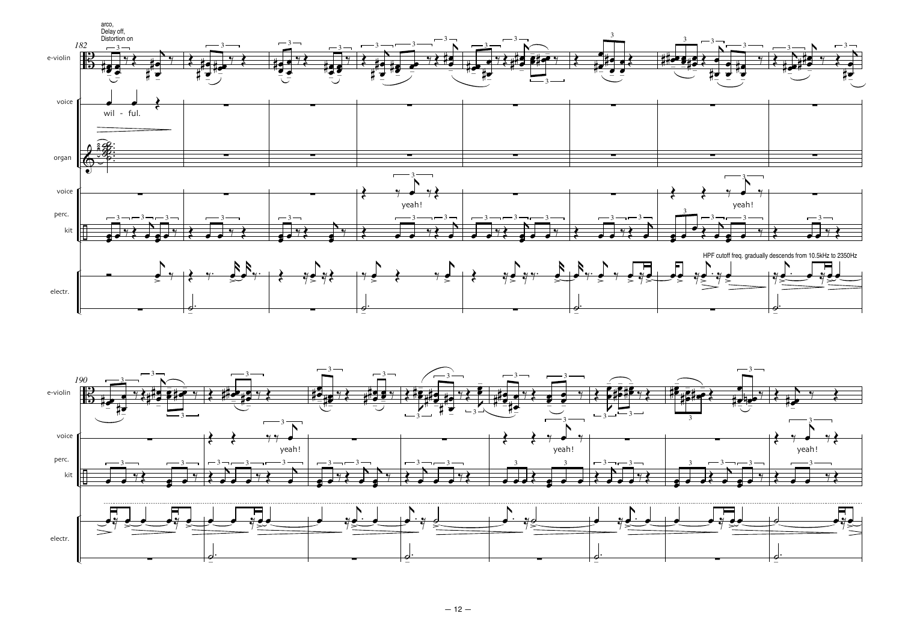arco,
Delay off,
Distortion on

182

e-violin

voice

wil - ful.

organ

voice

yeah!

yeah!

perc.

kit

HPF cutoff freq. gradually descends from 10.5kHz to 2350Hz

electr.

190

e-violin

voice

yeah!

yeah!

yeah!

perc.

kit

electr.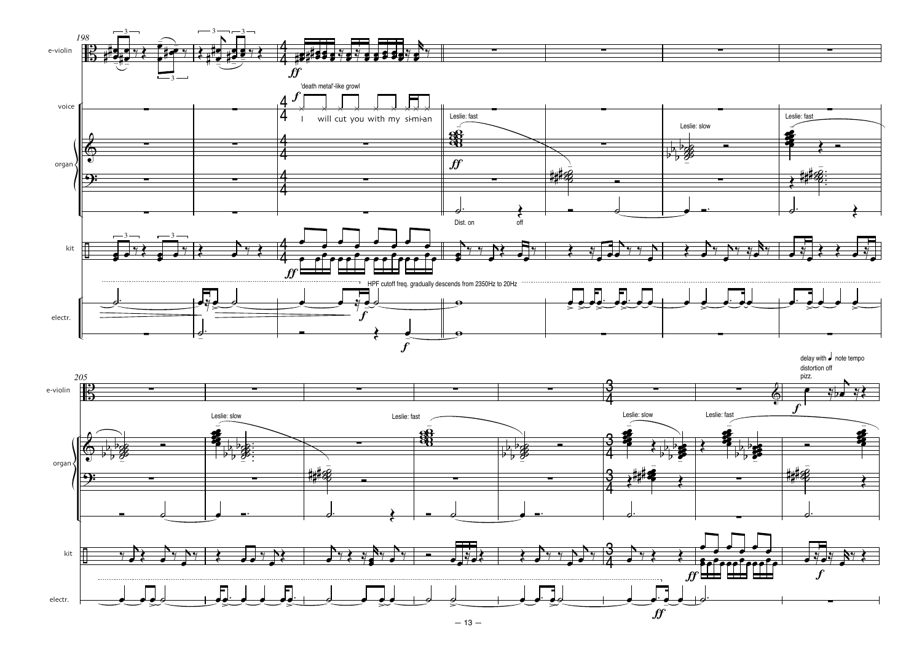198

e-violin

voice

organ

kit

electr.

*ff*

'death metal'-like growl

*f*

I will cut you with my si-mi-an

Leslie: fast

*ff*

Dist. on

off

Leslie: slow

Leslie: fast

HPF cutoff freq. gradually descends from 2350Hz to 20Hz

*f*

*f*

205

e-violin

organ

kit

electr.

Leslie: slow

Leslie: fast

Leslie: slow

Leslie: fast

delay with ♩ note tempo

distortion off

pizz.

*f*

*ff*

*f*

*ff*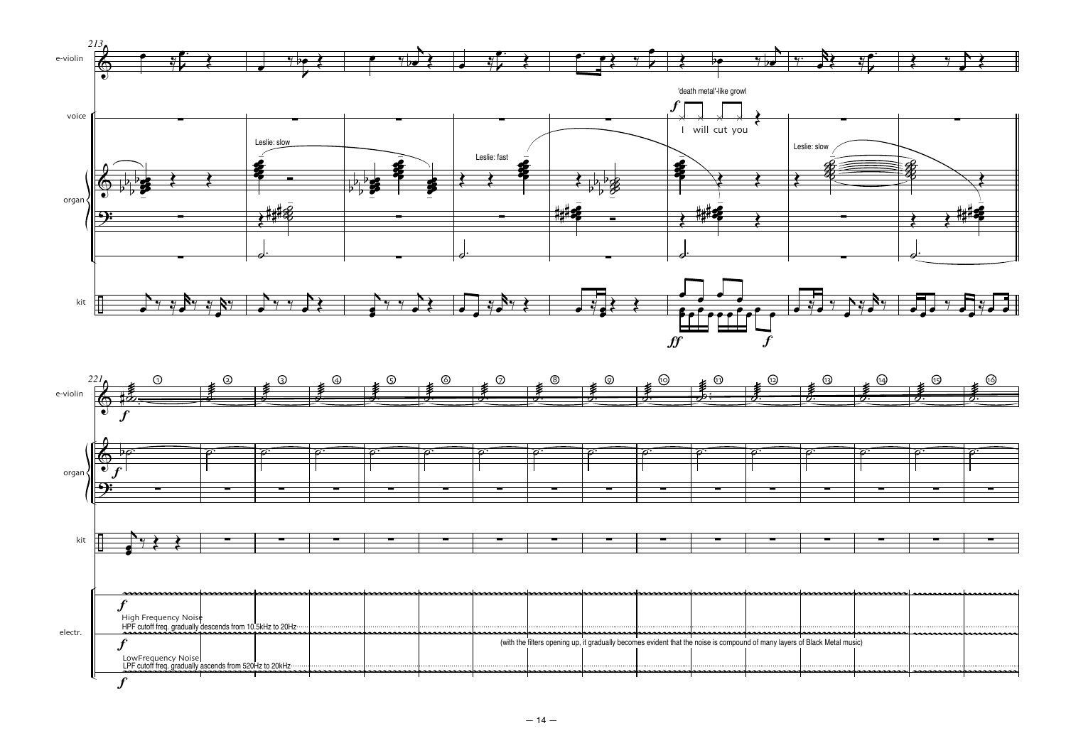213

e-violin

voice

'death metal'-like growl

*f*

I will cut you

organ

Leslie: slow

Leslie: fast

Leslie: slow

kit

*ff*

*f*

221

e-violin

*f*

① ② ③ ④ ⑤ ⑥ ⑦ ⑧ ⑨ ⑩ ⑪ ⑫ ⑬ ⑭ ⑮ ⑯

organ

*f*

kit

electr.

*f*

High Frequency Noise

HPF cutoff freq. gradually descends from 10.5kHz to 20Hz

*f*

LowFrequency Noise

LPF cutoff freq. gradually ascends from 520Hz to 20kHz

*f*

(with the filters opening up, it gradually becomes evident that the noise is compound of many layers of Black Metal music)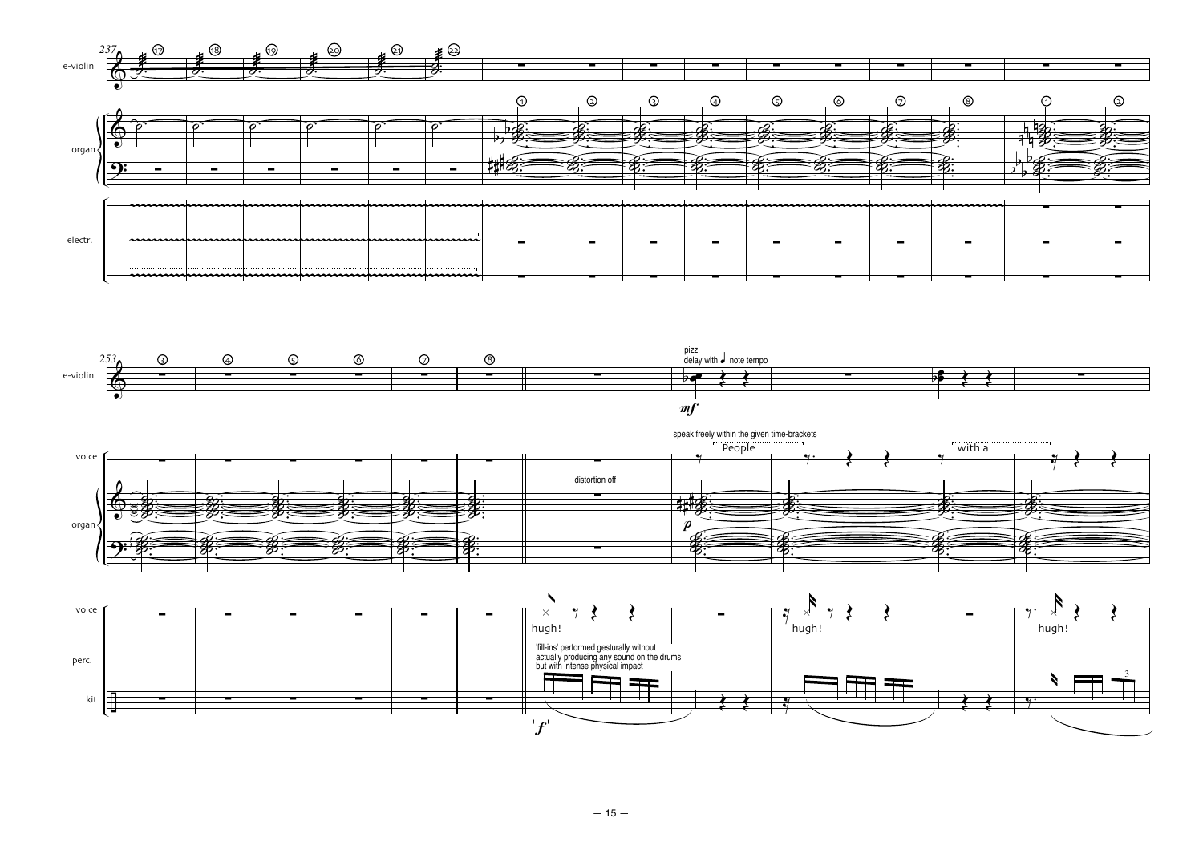237

e-violin

organ

electr.

253

e-violin

voice

organ

voice

perc.

kit

distortion off

pizz.
delay with ♩ note tempo

*mf*

speak freely within the given time-brackets

People

with a

*p*

hugh!

hugh!

hugh!

'fill-ins' performed gesturally without actually producing any sound on the drums but with intense physical impact

'*f*'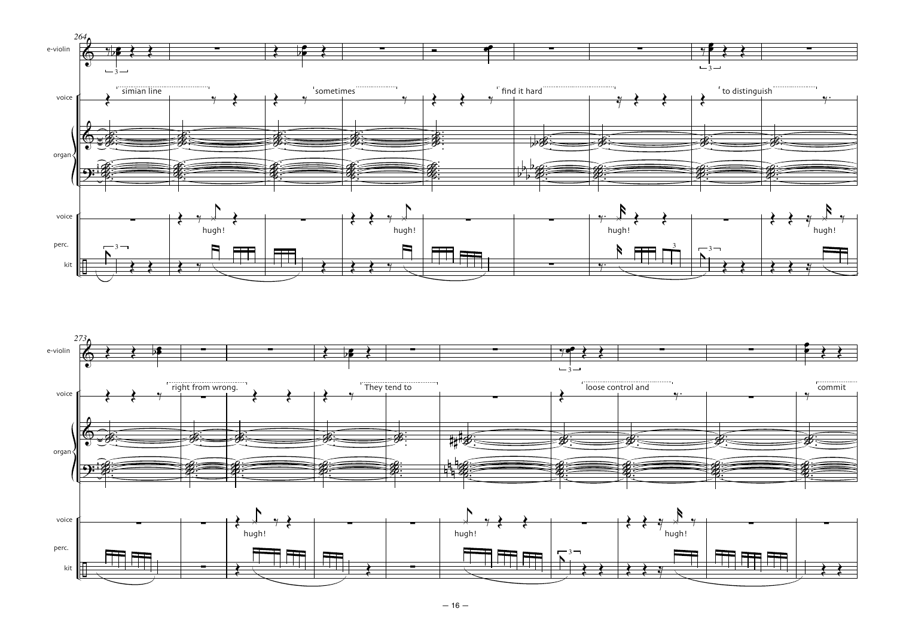264

e-violin

voice — simian line — sometimes — find it hard — to distinguish

organ

voice — hugh! hugh! hugh! hugh!

perc. kit

273

e-violin

voice — right from wrong. — They tend to — loose control and — commit

organ

voice — hugh! hugh! hugh!

perc. kit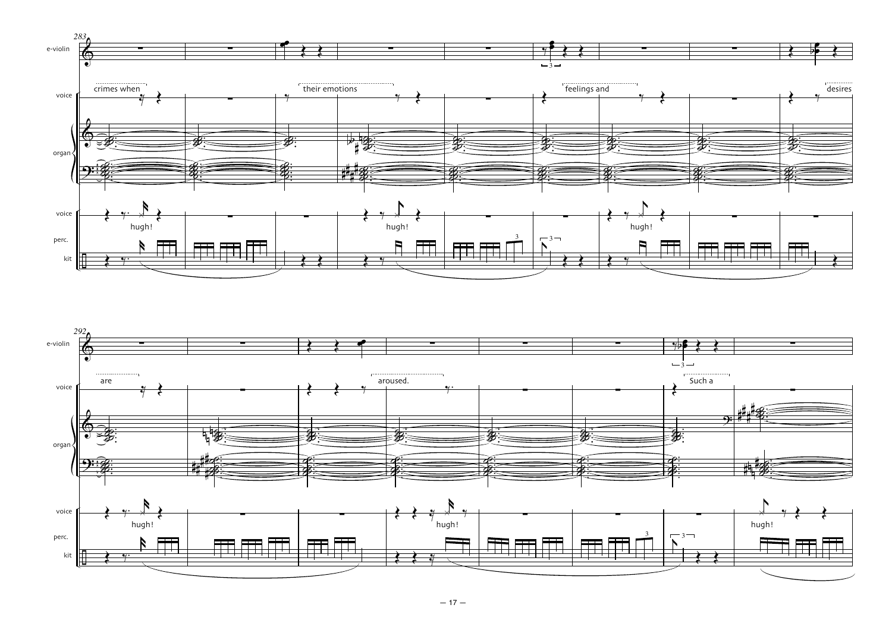283

e-violin

voice

crimes when

their emotions

feelings and

desires

organ

voice

hugh!

hugh!

hugh!

perc.

kit

292

e-violin

voice

are

aroused.

Such a

organ

voice

hugh!

hugh!

hugh!

perc.

kit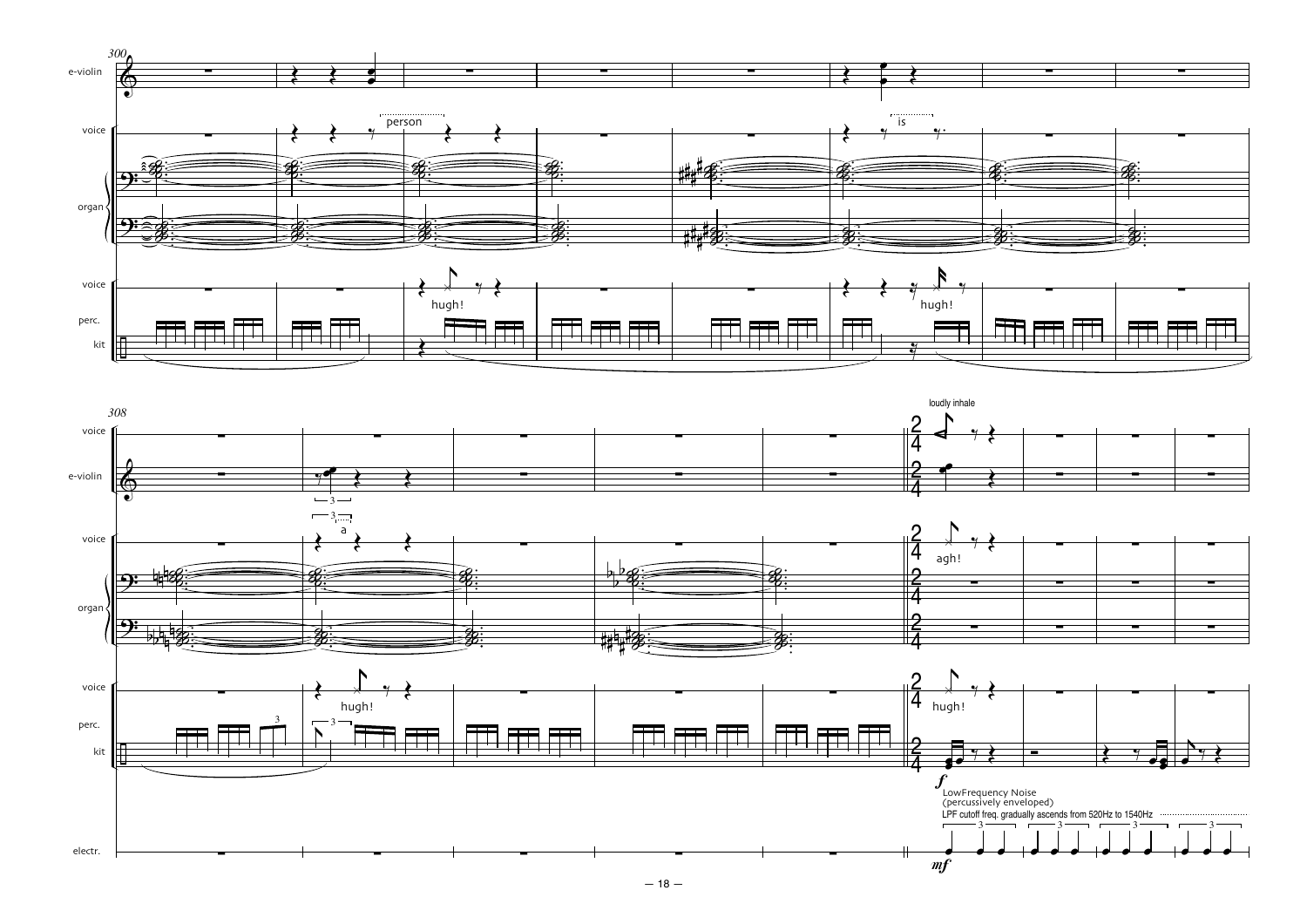300

e-violin

voice

person

is

organ

voice

hugh!

hugh!

perc.

kit

308

voice

loudly inhale

e-violin

voice

a

agh!

organ

voice

hugh!

hugh!

perc.

kit

*f*

LowFrequency Noise
(percussively enveloped)
LPF cutoff freq. gradually ascends from 520Hz to 1540Hz

electr.

*mf*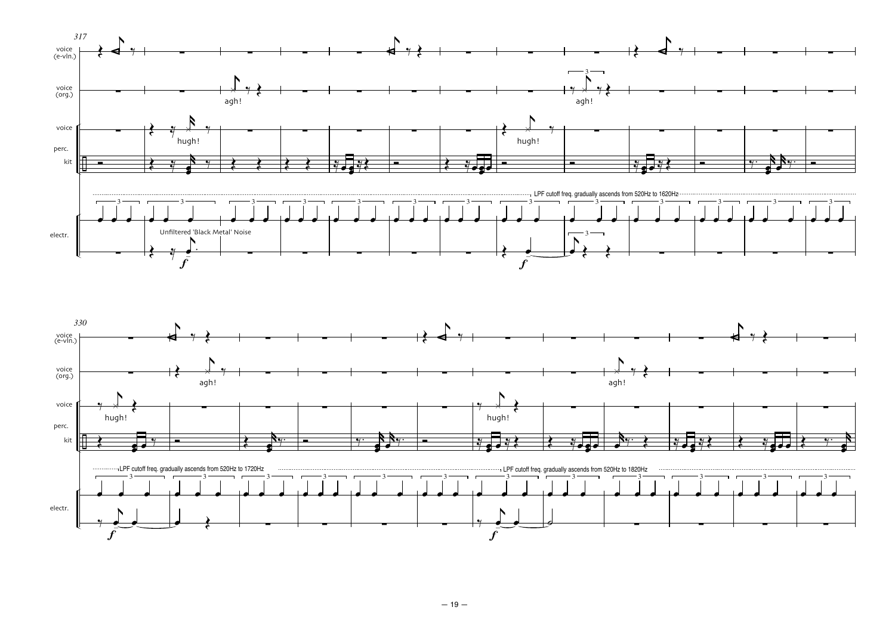317

voice (e-vln.)

voice (org.)

agh!

agh!

voice

hugh!

hugh!

perc.

kit

LPF cutoff freq. gradually ascends from 520Hz to 1620Hz

Unfiltered 'Black Metal' Noise

electr.

*f*

*f*

330

voice (e-vln.)

voice (org.)

agh!

agh!

voice

hugh!

hugh!

perc.

kit

LPF cutoff freq. gradually ascends from 520Hz to 1720Hz

LPF cutoff freq. gradually ascends from 520Hz to 1820Hz

electr.

*f*

*f*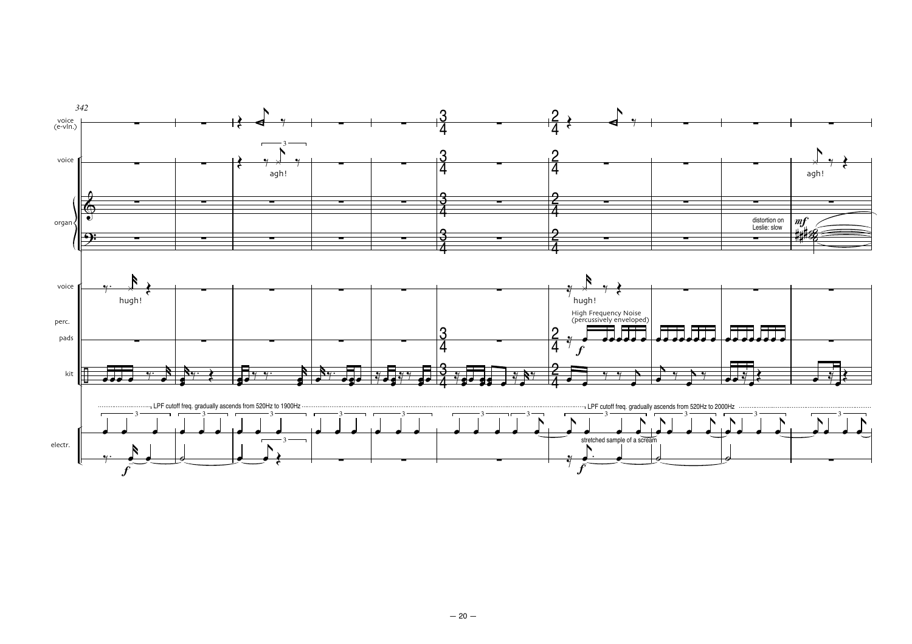342

voice (e-vln.)

voice

agh!

organ

distortion on Leslie: slow

*mf*

agh!

voice

hugh!

hugh!

perc.

pads

High Frequency Noise (percussively enveloped)

*f*

kit

LPF cutoff freq. gradually ascends from 520Hz to 1900Hz

LPF cutoff freq. gradually ascends from 520Hz to 2000Hz

electr.

stretched sample of a scream

*f*

*f*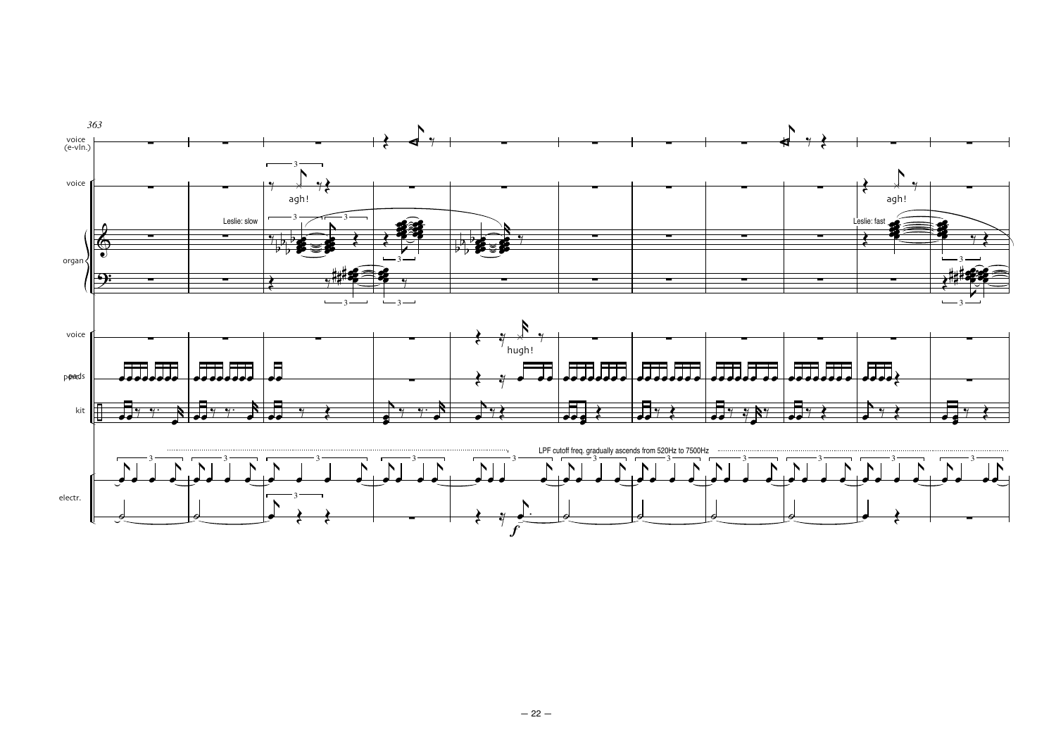363

voice (e-vln.)

voice

agh!

Leslie: slow

Leslie: fast

agh!

organ

voice

hugh!

pedals

kit

LPF cutoff freq. gradually ascends from 520Hz to 7500Hz

electr.

*f*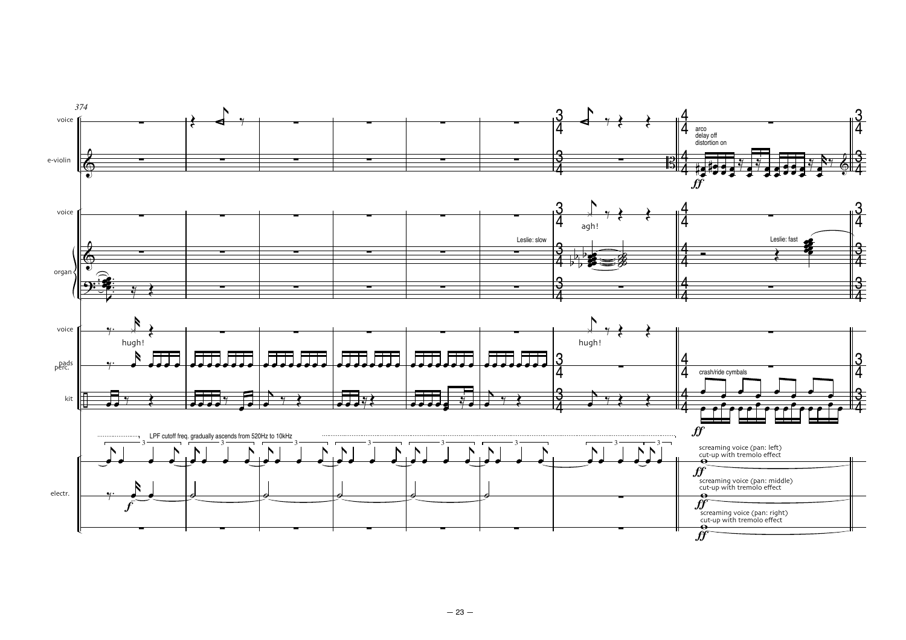374

voice

e-violin

arco
delay off
distortion on

*ff*

voice

agh!

Leslie: slow

Leslie: fast

organ

voice

hugh!

hugh!

pads perc.

crash/ride cymbals

kit

*ff*

LPF cutoff freq. gradually ascends from 520Hz to 10kHz

screaming voice (pan: left)
cut-up with tremolo effect

*ff*

screaming voice (pan: middle)
cut-up with tremolo effect

electr.

*f*

*ff*

screaming voice (pan: right)
cut-up with tremolo effect

*ff*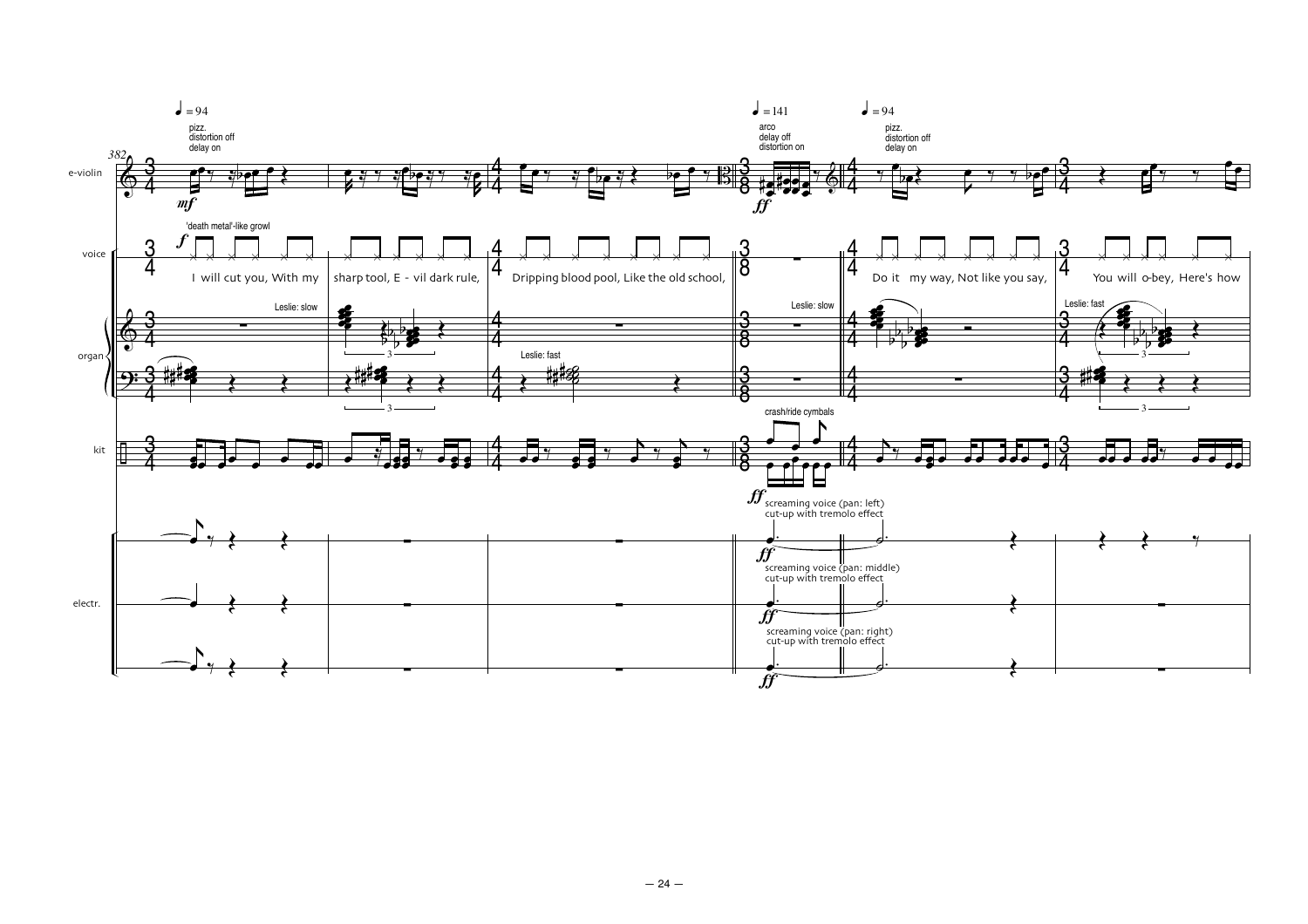382

♩ = 94

pizz.
distortion off
delay on

♩ = 141

arco
delay off
distortion on

♩ = 94

pizz.
distortion off
delay on

e-violin

*mf*

*ff*

voice

'death metal'-like growl

*f*

I will cut you, With my | sharp tool, E - vil dark rule, | Dripping blood pool, Like the old school, | Do it my way, Not like you say, | You will o-bey, Here's how

organ

Leslie: slow

Leslie: fast

Leslie: slow

Leslie: fast

kit

crash/ride cymbals

*ff*

electr.

screaming voice (pan: left)
cut-up with tremolo effect

*ff*

screaming voice (pan: middle)
cut-up with tremolo effect

*ff*

screaming voice (pan: right)
cut-up with tremolo effect

*ff*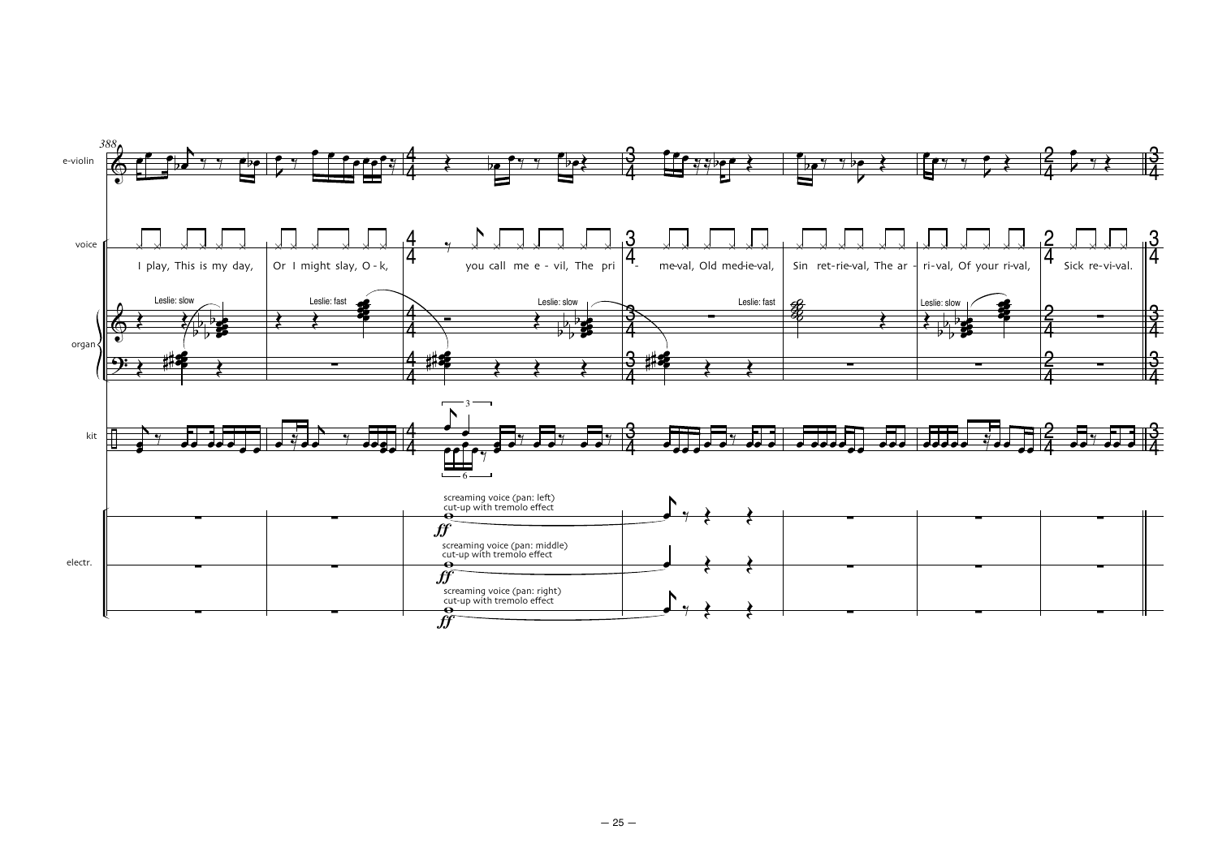388

e-violin

voice

I play, This is my day, | Or I might slay, O - k, | you call me e - vil, The pri - | me-val, Old med-ie-val, | Sin ret-rie-val, The ar - | ri-val, Of your ri-val, | Sick re-vi-val.

organ

Leslie: slow | Leslie: fast | Leslie: slow | Leslie: fast | Leslie: slow

kit

electr.

screaming voice (pan: left)
cut-up with tremolo effect
*ff*

screaming voice (pan: middle)
cut-up with tremolo effect
*ff*

screaming voice (pan: right)
cut-up with tremolo effect
*ff*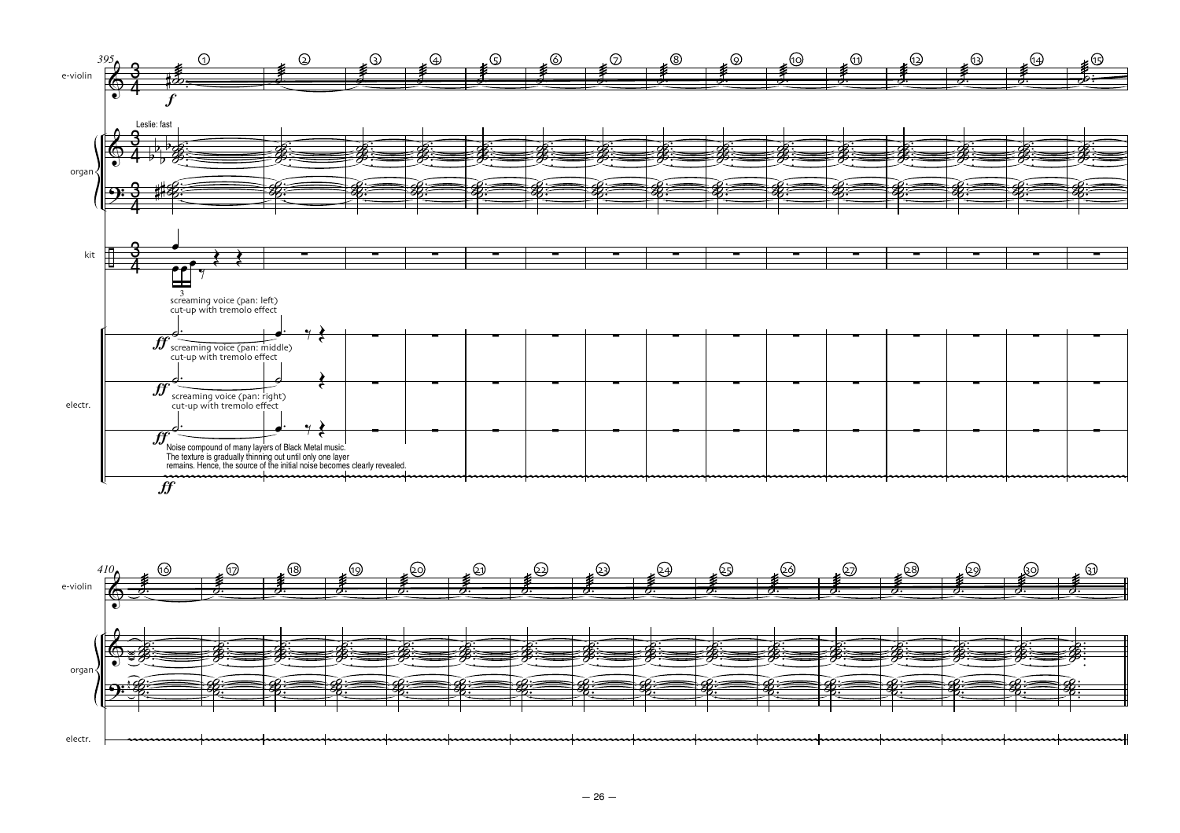e-violin

organ

Leslie: fast

kit

electr.

screaming voice (pan: left)
cut-up with tremolo effect

screaming voice (pan: middle)
cut-up with tremolo effect

screaming voice (pan: right)
cut-up with tremolo effect

Noise compound of many layers of Black Metal music.
The texture is gradually thinning out until only one layer
remains. Hence, the source of the initial noise becomes clearly revealed.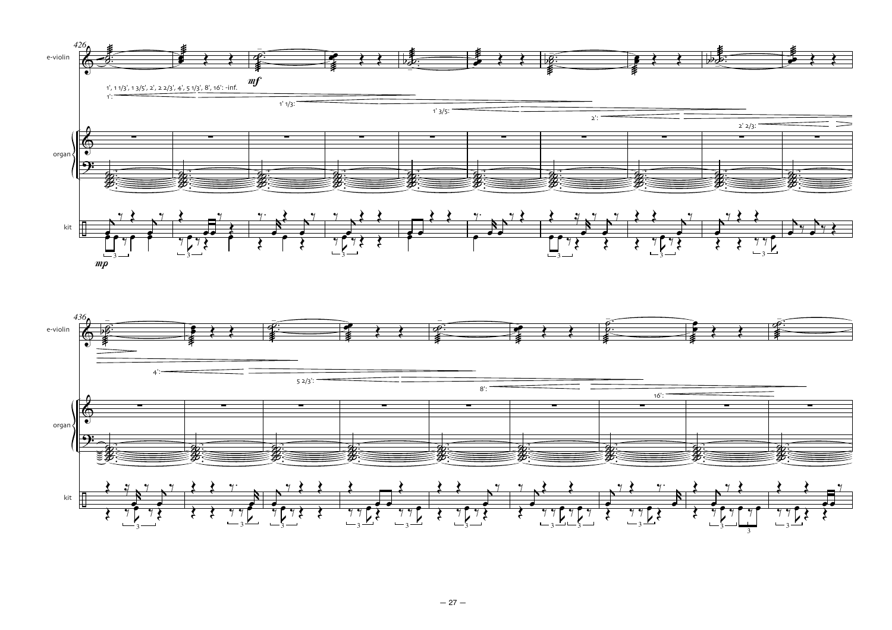426

e-violin

*mf*

1', 1 1/3', 1 3/5', 2', 2 2/3', 4', 5 1/3', 8', 16': -inf.

1':

1' 1/3':

1' 3/5':

2':

2' 2/3':

organ

kit

*mp*

436

e-violin

4':

5 2/3':

8':

16':

organ

kit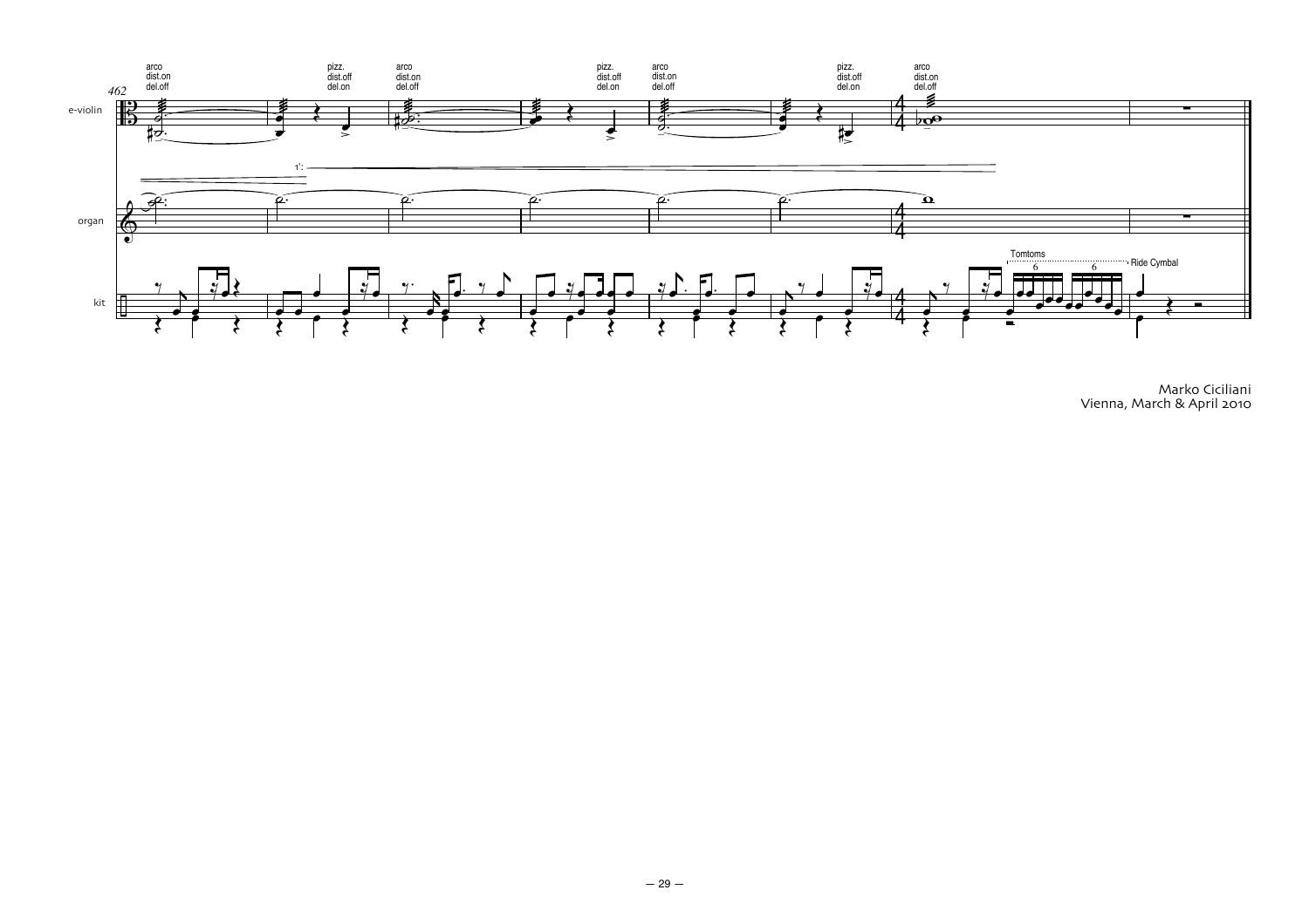Marko Ciciliani
Vienna, March & April 2010